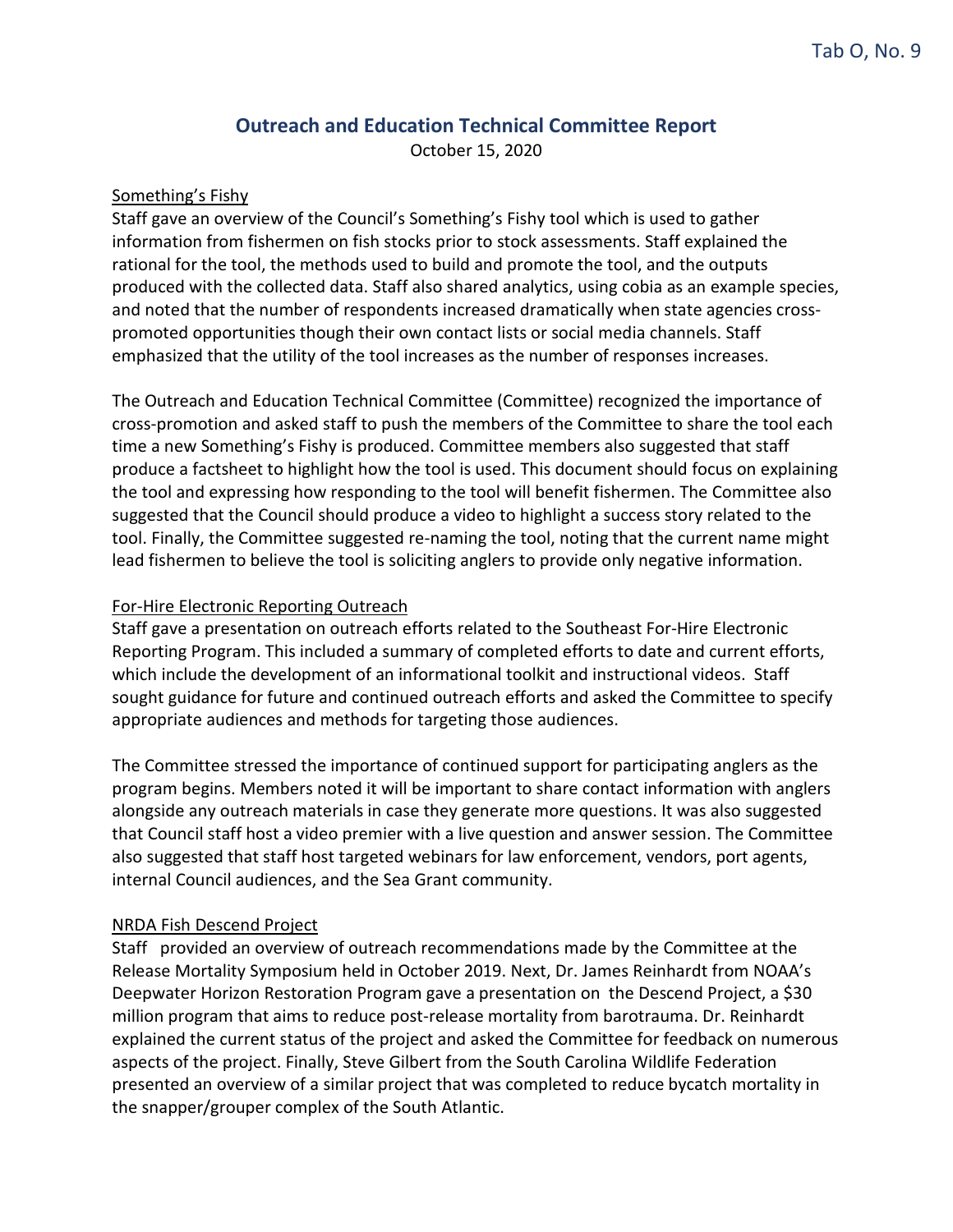Tab O, No. 9

# Outreach and Education Technical Committee Report

October 15, 2020

## Something's Fishy

Staff gave an overview of the Council's Something's Fishy tool which is used to gather information from fishermen on fish stocks prior to stock assessments. Staff explained the rational for the tool, the methods used to build and promote the tool, and the outputs produced with the collected data. Staff also shared analytics, using cobia as an example species, and noted that the number of respondents increased dramatically when state agencies cross-promoted opportunities though their own contact lists or social media channels. Staff emphasized that the utility of the tool increases as the number of responses increases.

The Outreach and Education Technical Committee (Committee) recognized the importance of cross-promotion and asked staff to push the members of the Committee to share the tool each time a new Something's Fishy is produced. Committee members also suggested that staff produce a factsheet to highlight how the tool is used. This document should focus on explaining the tool and expressing how responding to the tool will benefit fishermen. The Committee also suggested that the Council should produce a video to highlight a success story related to the tool. Finally, the Committee suggested re-naming the tool, noting that the current name might lead fishermen to believe the tool is soliciting anglers to provide only negative information.

## For-Hire Electronic Reporting Outreach

Staff gave a presentation on outreach efforts related to the Southeast For-Hire Electronic Reporting Program. This included a summary of completed efforts to date and current efforts, which include the development of an informational toolkit and instructional videos. Staff sought guidance for future and continued outreach efforts and asked the Committee to specify appropriate audiences and methods for targeting those audiences.

The Committee stressed the importance of continued support for participating anglers as the program begins. Members noted it will be important to share contact information with anglers alongside any outreach materials in case they generate more questions. It was also suggested that Council staff host a video premier with a live question and answer session. The Committee also suggested that staff host targeted webinars for law enforcement, vendors, port agents, internal Council audiences, and the Sea Grant community.

## NRDA Fish Descend Project

Staff provided an overview of outreach recommendations made by the Committee at the Release Mortality Symposium held in October 2019. Next, Dr. James Reinhardt from NOAA's Deepwater Horizon Restoration Program gave a presentation on the Descend Project, a $30 million program that aims to reduce post-release mortality from barotrauma. Dr. Reinhardt explained the current status of the project and asked the Committee for feedback on numerous aspects of the project. Finally, Steve Gilbert from the South Carolina Wildlife Federation presented an overview of a similar project that was completed to reduce bycatch mortality in the snapper/grouper complex of the South Atlantic.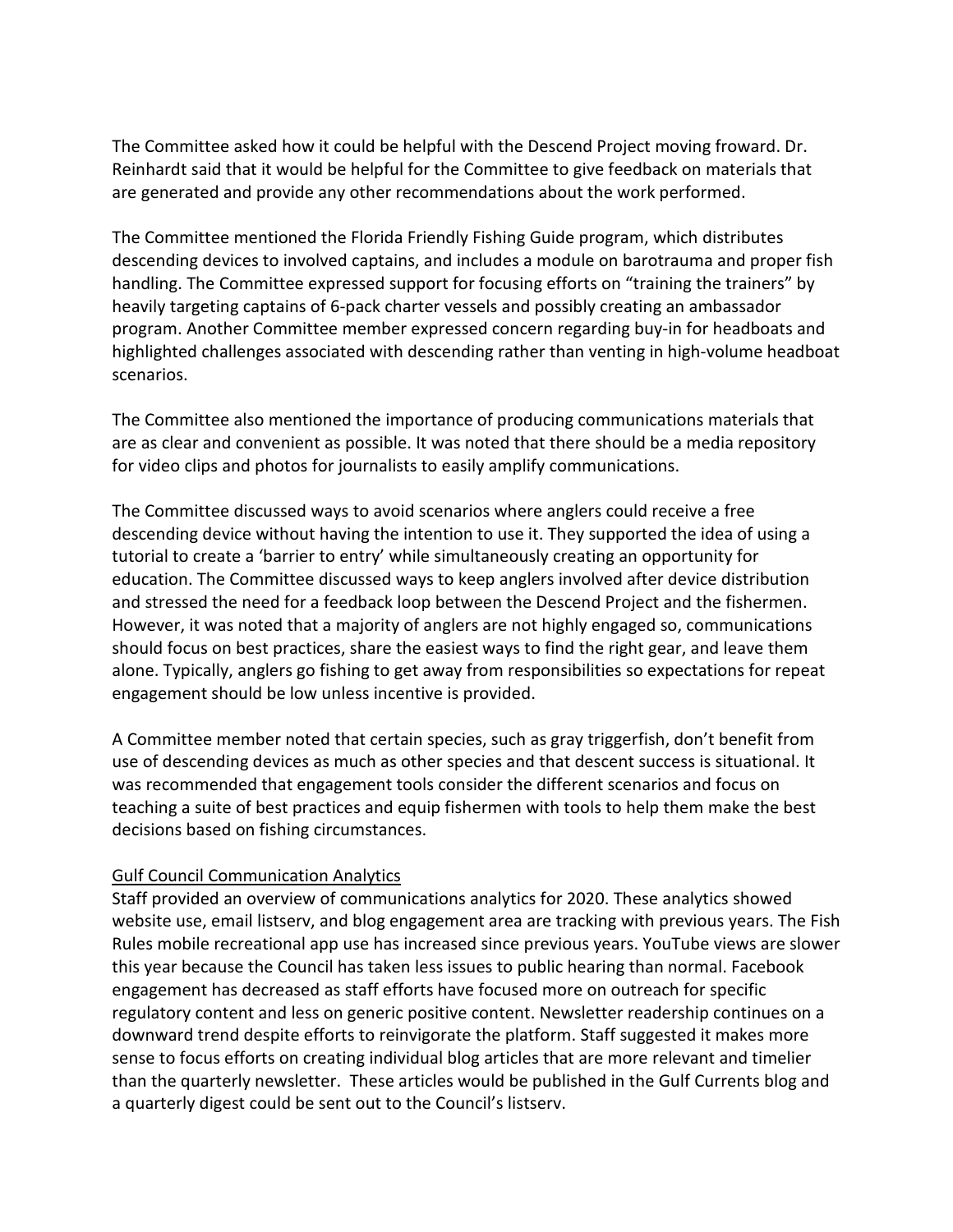The Committee asked how it could be helpful with the Descend Project moving froward. Dr. Reinhardt said that it would be helpful for the Committee to give feedback on materials that are generated and provide any other recommendations about the work performed.

The Committee mentioned the Florida Friendly Fishing Guide program, which distributes descending devices to involved captains, and includes a module on barotrauma and proper fish handling. The Committee expressed support for focusing efforts on "training the trainers" by heavily targeting captains of 6-pack charter vessels and possibly creating an ambassador program. Another Committee member expressed concern regarding buy-in for headboats and highlighted challenges associated with descending rather than venting in high-volume headboat scenarios.

The Committee also mentioned the importance of producing communications materials that are as clear and convenient as possible. It was noted that there should be a media repository for video clips and photos for journalists to easily amplify communications.

The Committee discussed ways to avoid scenarios where anglers could receive a free descending device without having the intention to use it. They supported the idea of using a tutorial to create a 'barrier to entry' while simultaneously creating an opportunity for education. The Committee discussed ways to keep anglers involved after device distribution and stressed the need for a feedback loop between the Descend Project and the fishermen. However, it was noted that a majority of anglers are not highly engaged so, communications should focus on best practices, share the easiest ways to find the right gear, and leave them alone. Typically, anglers go fishing to get away from responsibilities so expectations for repeat engagement should be low unless incentive is provided.

A Committee member noted that certain species, such as gray triggerfish, don't benefit from use of descending devices as much as other species and that descent success is situational. It was recommended that engagement tools consider the different scenarios and focus on teaching a suite of best practices and equip fishermen with tools to help them make the best decisions based on fishing circumstances.

<u>Gulf Council Communication Analytics</u>

Staff provided an overview of communications analytics for 2020. These analytics showed website use, email listserv, and blog engagement area are tracking with previous years. The Fish Rules mobile recreational app use has increased since previous years. YouTube views are slower this year because the Council has taken less issues to public hearing than normal. Facebook engagement has decreased as staff efforts have focused more on outreach for specific regulatory content and less on generic positive content. Newsletter readership continues on a downward trend despite efforts to reinvigorate the platform. Staff suggested it makes more sense to focus efforts on creating individual blog articles that are more relevant and timelier than the quarterly newsletter. These articles would be published in the Gulf Currents blog and a quarterly digest could be sent out to the Council's listserv.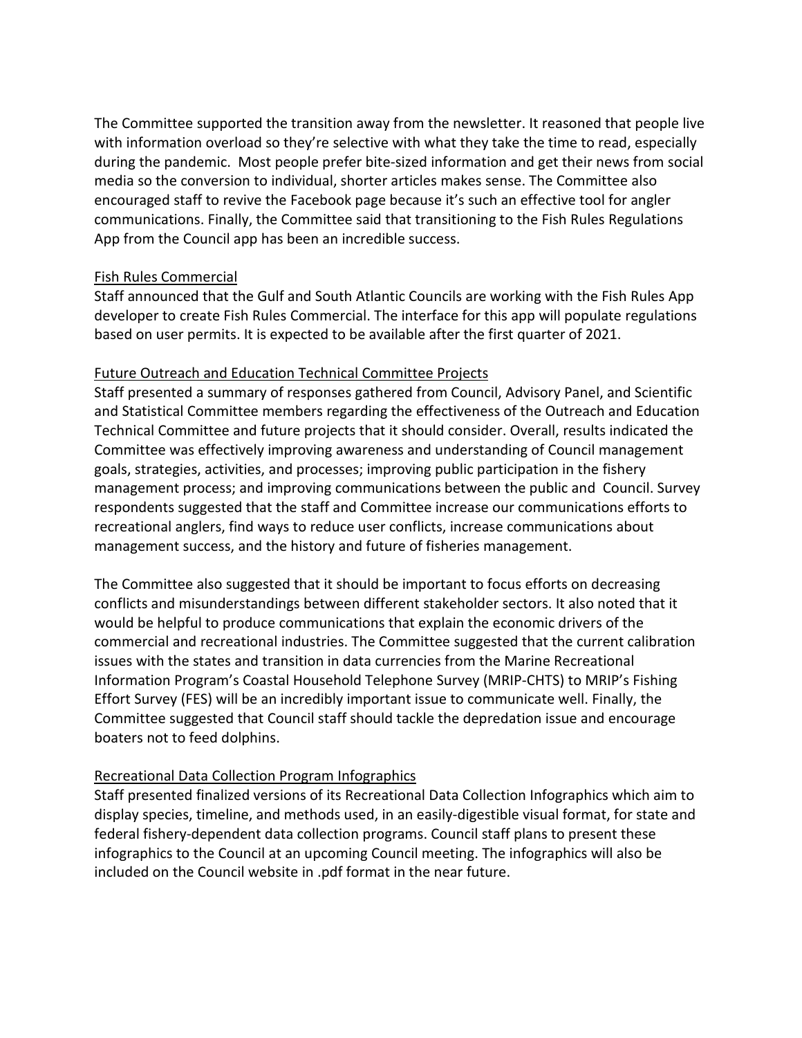The Committee supported the transition away from the newsletter. It reasoned that people live with information overload so they're selective with what they take the time to read, especially during the pandemic. Most people prefer bite-sized information and get their news from social media so the conversion to individual, shorter articles makes sense. The Committee also encouraged staff to revive the Facebook page because it's such an effective tool for angler communications. Finally, the Committee said that transitioning to the Fish Rules Regulations App from the Council app has been an incredible success.

### Fish Rules Commercial

Staff announced that the Gulf and South Atlantic Councils are working with the Fish Rules App developer to create Fish Rules Commercial. The interface for this app will populate regulations based on user permits. It is expected to be available after the first quarter of 2021.

### Future Outreach and Education Technical Committee Projects

Staff presented a summary of responses gathered from Council, Advisory Panel, and Scientific and Statistical Committee members regarding the effectiveness of the Outreach and Education Technical Committee and future projects that it should consider. Overall, results indicated the Committee was effectively improving awareness and understanding of Council management goals, strategies, activities, and processes; improving public participation in the fishery management process; and improving communications between the public and Council. Survey respondents suggested that the staff and Committee increase our communications efforts to recreational anglers, find ways to reduce user conflicts, increase communications about management success, and the history and future of fisheries management.

The Committee also suggested that it should be important to focus efforts on decreasing conflicts and misunderstandings between different stakeholder sectors. It also noted that it would be helpful to produce communications that explain the economic drivers of the commercial and recreational industries. The Committee suggested that the current calibration issues with the states and transition in data currencies from the Marine Recreational Information Program's Coastal Household Telephone Survey (MRIP-CHTS) to MRIP's Fishing Effort Survey (FES) will be an incredibly important issue to communicate well. Finally, the Committee suggested that Council staff should tackle the depredation issue and encourage boaters not to feed dolphins.

### Recreational Data Collection Program Infographics

Staff presented finalized versions of its Recreational Data Collection Infographics which aim to display species, timeline, and methods used, in an easily-digestible visual format, for state and federal fishery-dependent data collection programs. Council staff plans to present these infographics to the Council at an upcoming Council meeting. The infographics will also be included on the Council website in .pdf format in the near future.